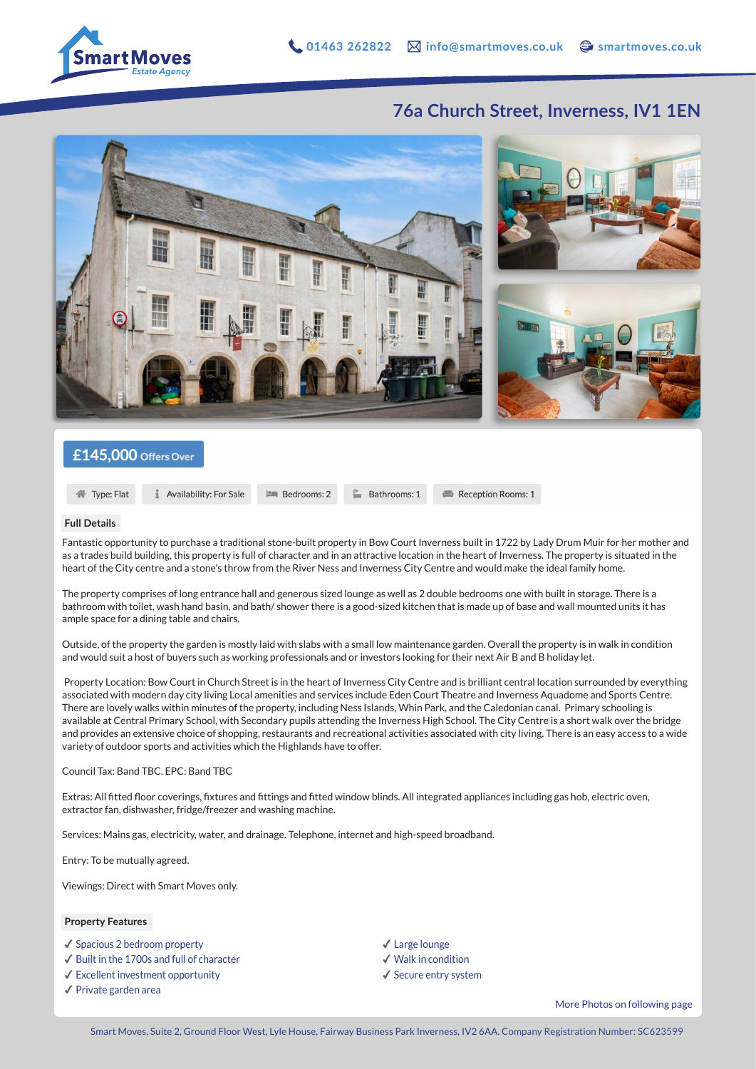SmartMoves Estate Agency

01463 262822 | info@smartmoves.co.uk | smartmoves.co.uk

# 76a Church Street, Inverness, IV1 1EN

**£145,000** Offers Over

Type: Flat | Availability: For Sale | Bedrooms: 2 | Bathrooms: 1 | Reception Rooms: 1

## Full Details

Fantastic opportunity to purchase a traditional stone-built property in Bow Court Inverness built in 1722 by Lady Drum Muir for her mother and as a trades build building, this property is full of character and in an attractive location in the heart of Inverness. The property is situated in the heart of the City centre and a stone's throw from the River Ness and Inverness City Centre and would make the ideal family home.

The property comprises of long entrance hall and generous sized lounge as well as 2 double bedrooms one with built in storage. There is a bathroom with toilet, wash hand basin, and bath/ shower there is a good-sized kitchen that is made up of base and wall mounted units it has ample space for a dining table and chairs.

Outside, of the property the garden is mostly laid with slabs with a small low maintenance garden. Overall the property is in walk in condition and would suit a host of buyers such as working professionals and or investors looking for their next Air B and B holiday let.

Property Location: Bow Court in Church Street is in the heart of Inverness City Centre and is brilliant central location surrounded by everything associated with modern day city living Local amenities and services include Eden Court Theatre and Inverness Aquadome and Sports Centre. There are lovely walks within minutes of the property, including Ness Islands, Whin Park, and the Caledonian canal. Primary schooling is available at Central Primary School, with Secondary pupils attending the Inverness High School. The City Centre is a short walk over the bridge and provides an extensive choice of shopping, restaurants and recreational activities associated with city living. There is an easy access to a wide variety of outdoor sports and activities which the Highlands have to offer.

Council Tax: Band TBC. EPC: Band TBC

Extras: All fitted floor coverings, fixtures and fittings and fitted window blinds. All integrated appliances including gas hob, electric oven, extractor fan, dishwasher, fridge/freezer and washing machine.

Services: Mains gas, electricity, water, and drainage. Telephone, internet and high-speed broadband.

Entry: To be mutually agreed.

Viewings: Direct with Smart Moves only.

## Property Features

- ✓ Spacious 2 bedroom property
- ✓ Built in the 1700s and full of character
- ✓ Excellent investment opportunity
- ✓ Private garden area
- ✓ Large lounge
- ✓ Walk in condition
- ✓ Secure entry system

More Photos on following page

Smart Moves, Suite 2, Ground Floor West, Lyle House, Fairway Business Park Inverness, IV2 6AA. Company Registration Number: SC623599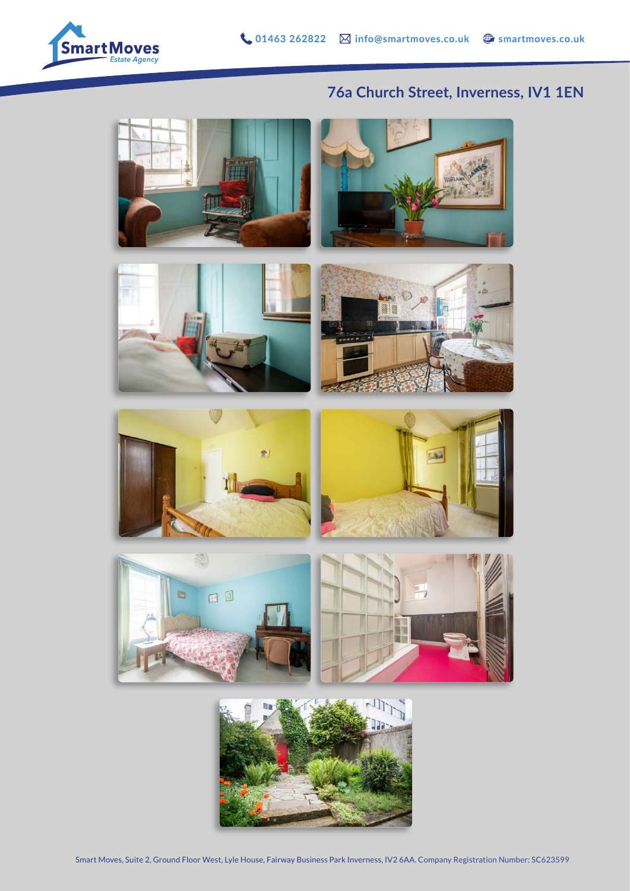01463 262822 info@smartmoves.co.uk smartmoves.co.uk

## 76a Church Street, Inverness, IV1 1EN

Smart Moves, Suite 2, Ground Floor West, Lyle House, Fairway Business Park Inverness, IV2 6AA. Company Registration Number: SC623599